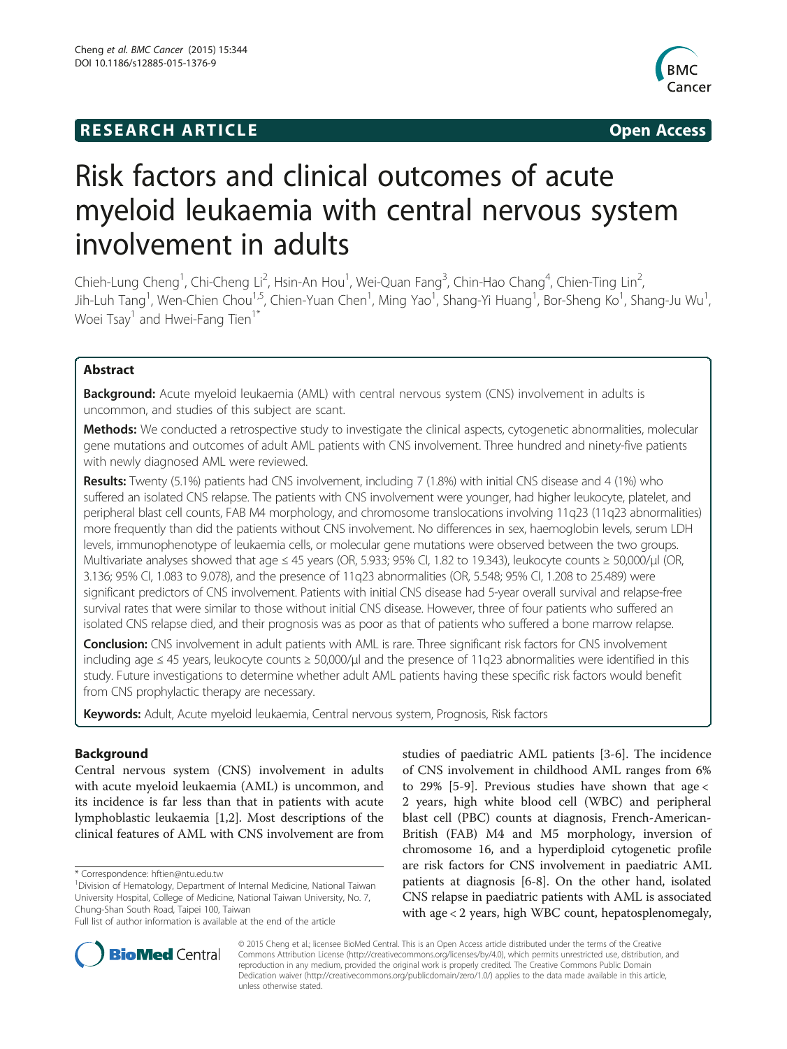**RESEARCH ARTICLE** **Open Access**

# Risk factors and clinical outcomes of acute myeloid leukaemia with central nervous system involvement in adults

Chieh-Lung Cheng[1], Chi-Cheng Li[2], Hsin-An Hou[1], Wei-Quan Fang[3], Chin-Hao Chang[4], Chien-Ting Lin[2], Jih-Luh Tang[1], Wen-Chien Chou[1,5], Chien-Yuan Chen[1], Ming Yao[1], Shang-Yi Huang[1], Bor-Sheng Ko[1], Shang-Ju Wu[1], Woei Tsay[1] and Hwei-Fang Tien[1*]

## Abstract

**Background:** Acute myeloid leukaemia (AML) with central nervous system (CNS) involvement in adults is uncommon, and studies of this subject are scant.

**Methods:** We conducted a retrospective study to investigate the clinical aspects, cytogenetic abnormalities, molecular gene mutations and outcomes of adult AML patients with CNS involvement. Three hundred and ninety-five patients with newly diagnosed AML were reviewed.

**Results:** Twenty (5.1%) patients had CNS involvement, including 7 (1.8%) with initial CNS disease and 4 (1%) who suffered an isolated CNS relapse. The patients with CNS involvement were younger, had higher leukocyte, platelet, and peripheral blast cell counts, FAB M4 morphology, and chromosome translocations involving 11q23 (11q23 abnormalities) more frequently than did the patients without CNS involvement. No differences in sex, haemoglobin levels, serum LDH levels, immunophenotype of leukaemia cells, or molecular gene mutations were observed between the two groups. Multivariate analyses showed that age ≤ 45 years (OR, 5.933; 95% CI, 1.82 to 19.343), leukocyte counts ≥ 50,000/μl (OR, 3.136; 95% CI, 1.083 to 9.078), and the presence of 11q23 abnormalities (OR, 5.548; 95% CI, 1.208 to 25.489) were significant predictors of CNS involvement. Patients with initial CNS disease had 5-year overall survival and relapse-free survival rates that were similar to those without initial CNS disease. However, three of four patients who suffered an isolated CNS relapse died, and their prognosis was as poor as that of patients who suffered a bone marrow relapse.

**Conclusion:** CNS involvement in adult patients with AML is rare. Three significant risk factors for CNS involvement including age ≤ 45 years, leukocyte counts ≥ 50,000/μl and the presence of 11q23 abnormalities were identified in this study. Future investigations to determine whether adult AML patients having these specific risk factors would benefit from CNS prophylactic therapy are necessary.

**Keywords:** Adult, Acute myeloid leukaemia, Central nervous system, Prognosis, Risk factors

## Background

Central nervous system (CNS) involvement in adults with acute myeloid leukaemia (AML) is uncommon, and its incidence is far less than that in patients with acute lymphoblastic leukaemia [1,2]. Most descriptions of the clinical features of AML with CNS involvement are from studies of paediatric AML patients [3-6]. The incidence of CNS involvement in childhood AML ranges from 6% to 29% [5-9]. Previous studies have shown that age < 2 years, high white blood cell (WBC) and peripheral blast cell (PBC) counts at diagnosis, French-American-British (FAB) M4 and M5 morphology, inversion of chromosome 16, and a hyperdiploid cytogenetic profile are risk factors for CNS involvement in paediatric AML patients at diagnosis [6-8]. On the other hand, isolated CNS relapse in paediatric patients with AML is associated with age < 2 years, high WBC count, hepatosplenomegaly,

\* Correspondence: hftien@ntu.edu.tw

[1]Division of Hematology, Department of Internal Medicine, National Taiwan University Hospital, College of Medicine, National Taiwan University, No. 7, Chung-Shan South Road, Taipei 100, Taiwan

Full list of author information is available at the end of the article

© 2015 Cheng et al.; licensee BioMed Central. This is an Open Access article distributed under the terms of the Creative Commons Attribution License (http://creativecommons.org/licenses/by/4.0), which permits unrestricted use, distribution, and reproduction in any medium, provided the original work is properly credited. The Creative Commons Public Domain Dedication waiver (http://creativecommons.org/publicdomain/zero/1.0/) applies to the data made available in this article, unless otherwise stated.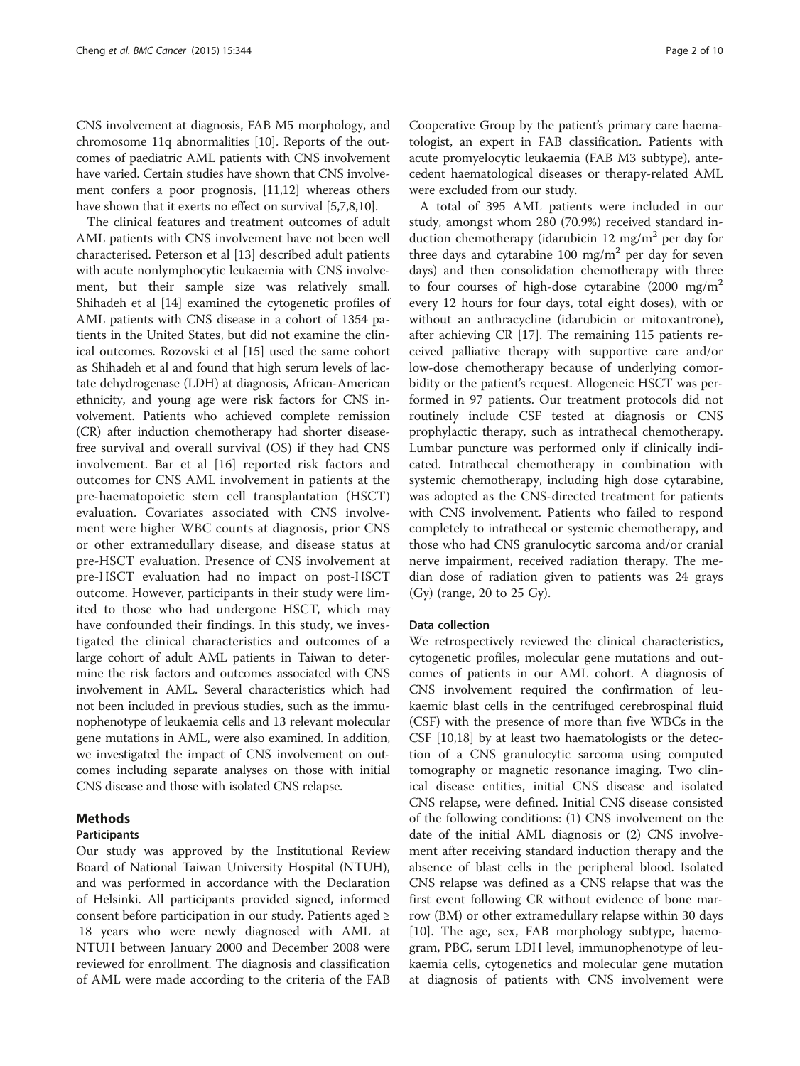CNS involvement at diagnosis, FAB M5 morphology, and chromosome 11q abnormalities [10]. Reports of the outcomes of paediatric AML patients with CNS involvement have varied. Certain studies have shown that CNS involvement confers a poor prognosis, [11,12] whereas others have shown that it exerts no effect on survival [5,7,8,10].

The clinical features and treatment outcomes of adult AML patients with CNS involvement have not been well characterised. Peterson et al [13] described adult patients with acute nonlymphocytic leukaemia with CNS involvement, but their sample size was relatively small. Shihadeh et al [14] examined the cytogenetic profiles of AML patients with CNS disease in a cohort of 1354 patients in the United States, but did not examine the clinical outcomes. Rozovski et al [15] used the same cohort as Shihadeh et al and found that high serum levels of lactate dehydrogenase (LDH) at diagnosis, African-American ethnicity, and young age were risk factors for CNS involvement. Patients who achieved complete remission (CR) after induction chemotherapy had shorter disease-free survival and overall survival (OS) if they had CNS involvement. Bar et al [16] reported risk factors and outcomes for CNS AML involvement in patients at the pre-haematopoietic stem cell transplantation (HSCT) evaluation. Covariates associated with CNS involvement were higher WBC counts at diagnosis, prior CNS or other extramedullary disease, and disease status at pre-HSCT evaluation. Presence of CNS involvement at pre-HSCT evaluation had no impact on post-HSCT outcome. However, participants in their study were limited to those who had undergone HSCT, which may have confounded their findings. In this study, we investigated the clinical characteristics and outcomes of a large cohort of adult AML patients in Taiwan to determine the risk factors and outcomes associated with CNS involvement in AML. Several characteristics which had not been included in previous studies, such as the immunophenotype of leukaemia cells and 13 relevant molecular gene mutations in AML, were also examined. In addition, we investigated the impact of CNS involvement on outcomes including separate analyses on those with initial CNS disease and those with isolated CNS relapse.

## Methods

### Participants

Our study was approved by the Institutional Review Board of National Taiwan University Hospital (NTUH), and was performed in accordance with the Declaration of Helsinki. All participants provided signed, informed consent before participation in our study. Patients aged ≥ 18 years who were newly diagnosed with AML at NTUH between January 2000 and December 2008 were reviewed for enrollment. The diagnosis and classification of AML were made according to the criteria of the FAB Cooperative Group by the patient's primary care haematologist, an expert in FAB classification. Patients with acute promyelocytic leukaemia (FAB M3 subtype), antecedent haematological diseases or therapy-related AML were excluded from our study.

A total of 395 AML patients were included in our study, amongst whom 280 (70.9%) received standard induction chemotherapy (idarubicin 12 mg/m$^2$ per day for three days and cytarabine 100 mg/m$^2$ per day for seven days) and then consolidation chemotherapy with three to four courses of high-dose cytarabine (2000 mg/m$^2$ every 12 hours for four days, total eight doses), with or without an anthracycline (idarubicin or mitoxantrone), after achieving CR [17]. The remaining 115 patients received palliative therapy with supportive care and/or low-dose chemotherapy because of underlying comorbidity or the patient's request. Allogeneic HSCT was performed in 97 patients. Our treatment protocols did not routinely include CSF tested at diagnosis or CNS prophylactic therapy, such as intrathecal chemotherapy. Lumbar puncture was performed only if clinically indicated. Intrathecal chemotherapy in combination with systemic chemotherapy, including high dose cytarabine, was adopted as the CNS-directed treatment for patients with CNS involvement. Patients who failed to respond completely to intrathecal or systemic chemotherapy, and those who had CNS granulocytic sarcoma and/or cranial nerve impairment, received radiation therapy. The median dose of radiation given to patients was 24 grays (Gy) (range, 20 to 25 Gy).

### Data collection

We retrospectively reviewed the clinical characteristics, cytogenetic profiles, molecular gene mutations and outcomes of patients in our AML cohort. A diagnosis of CNS involvement required the confirmation of leukaemic blast cells in the centrifuged cerebrospinal fluid (CSF) with the presence of more than five WBCs in the CSF [10,18] by at least two haematologists or the detection of a CNS granulocytic sarcoma using computed tomography or magnetic resonance imaging. Two clinical disease entities, initial CNS disease and isolated CNS relapse, were defined. Initial CNS disease consisted of the following conditions: (1) CNS involvement on the date of the initial AML diagnosis or (2) CNS involvement after receiving standard induction therapy and the absence of blast cells in the peripheral blood. Isolated CNS relapse was defined as a CNS relapse that was the first event following CR without evidence of bone marrow (BM) or other extramedullary relapse within 30 days [10]. The age, sex, FAB morphology subtype, haemogram, PBC, serum LDH level, immunophenotype of leukaemia cells, cytogenetics and molecular gene mutation at diagnosis of patients with CNS involvement were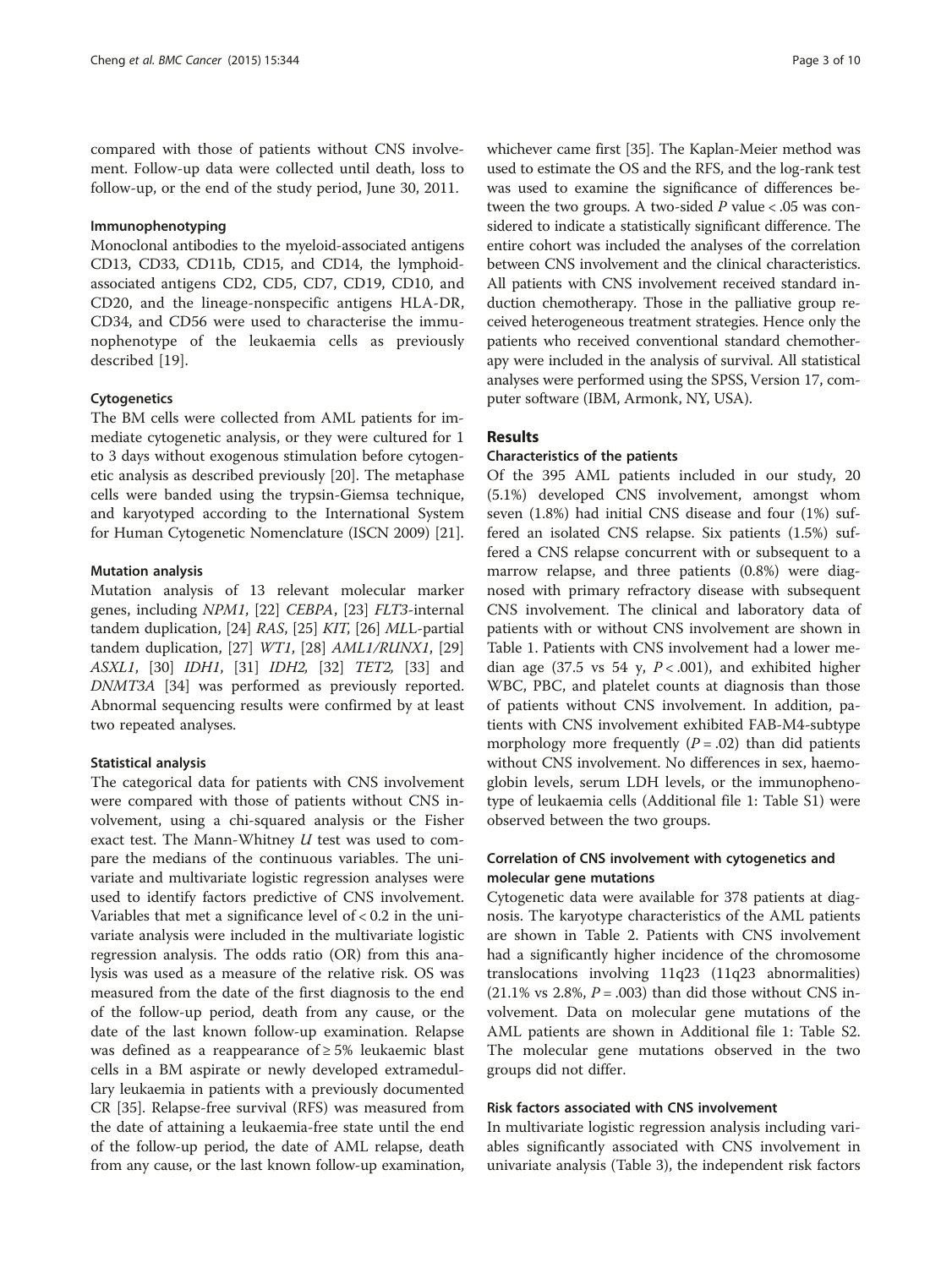compared with those of patients without CNS involvement. Follow-up data were collected until death, loss to follow-up, or the end of the study period, June 30, 2011.

#### Immunophenotyping

Monoclonal antibodies to the myeloid-associated antigens CD13, CD33, CD11b, CD15, and CD14, the lymphoid-associated antigens CD2, CD5, CD7, CD19, CD10, and CD20, and the lineage-nonspecific antigens HLA-DR, CD34, and CD56 were used to characterise the immunophenotype of the leukaemia cells as previously described [19].

#### Cytogenetics

The BM cells were collected from AML patients for immediate cytogenetic analysis, or they were cultured for 1 to 3 days without exogenous stimulation before cytogenetic analysis as described previously [20]. The metaphase cells were banded using the trypsin-Giemsa technique, and karyotyped according to the International System for Human Cytogenetic Nomenclature (ISCN 2009) [21].

#### Mutation analysis

Mutation analysis of 13 relevant molecular marker genes, including *NPM1*, [22] *CEBPA*, [23] *FLT3*-internal tandem duplication, [24] *RAS*, [25] *KIT*, [26] *ML*L-partial tandem duplication, [27] *WT1*, [28] *AML1/RUNX1*, [29] *ASXL1*, [30] *IDH1*, [31] *IDH2*, [32] *TET2*, [33] and *DNMT3A* [34] was performed as previously reported. Abnormal sequencing results were confirmed by at least two repeated analyses.

#### Statistical analysis

The categorical data for patients with CNS involvement were compared with those of patients without CNS involvement, using a chi-squared analysis or the Fisher exact test. The Mann-Whitney *U* test was used to compare the medians of the continuous variables. The univariate and multivariate logistic regression analyses were used to identify factors predictive of CNS involvement. Variables that met a significance level of < 0.2 in the univariate analysis were included in the multivariate logistic regression analysis. The odds ratio (OR) from this analysis was used as a measure of the relative risk. OS was measured from the date of the first diagnosis to the end of the follow-up period, death from any cause, or the date of the last known follow-up examination. Relapse was defined as a reappearance of ≥ 5% leukaemic blast cells in a BM aspirate or newly developed extramedullary leukaemia in patients with a previously documented CR [35]. Relapse-free survival (RFS) was measured from the date of attaining a leukaemia-free state until the end of the follow-up period, the date of AML relapse, death from any cause, or the last known follow-up examination, whichever came first [35]. The Kaplan-Meier method was used to estimate the OS and the RFS, and the log-rank test was used to examine the significance of differences between the two groups. A two-sided *P* value < .05 was considered to indicate a statistically significant difference. The entire cohort was included the analyses of the correlation between CNS involvement and the clinical characteristics. All patients with CNS involvement received standard induction chemotherapy. Those in the palliative group received heterogeneous treatment strategies. Hence only the patients who received conventional standard chemotherapy were included in the analysis of survival. All statistical analyses were performed using the SPSS, Version 17, computer software (IBM, Armonk, NY, USA).

## Results

#### Characteristics of the patients

Of the 395 AML patients included in our study, 20 (5.1%) developed CNS involvement, amongst whom seven (1.8%) had initial CNS disease and four (1%) suffered an isolated CNS relapse. Six patients (1.5%) suffered a CNS relapse concurrent with or subsequent to a marrow relapse, and three patients (0.8%) were diagnosed with primary refractory disease with subsequent CNS involvement. The clinical and laboratory data of patients with or without CNS involvement are shown in Table 1. Patients with CNS involvement had a lower median age (37.5 vs 54 y, $P < .001$), and exhibited higher WBC, PBC, and platelet counts at diagnosis than those of patients without CNS involvement. In addition, patients with CNS involvement exhibited FAB-M4-subtype morphology more frequently ($P = .02$) than did patients without CNS involvement. No differences in sex, haemoglobin levels, serum LDH levels, or the immunophenotype of leukaemia cells (Additional file 1: Table S1) were observed between the two groups.

#### Correlation of CNS involvement with cytogenetics and molecular gene mutations

Cytogenetic data were available for 378 patients at diagnosis. The karyotype characteristics of the AML patients are shown in Table 2. Patients with CNS involvement had a significantly higher incidence of the chromosome translocations involving 11q23 (11q23 abnormalities) (21.1% vs 2.8%, $P = .003$) than did those without CNS involvement. Data on molecular gene mutations of the AML patients are shown in Additional file 1: Table S2. The molecular gene mutations observed in the two groups did not differ.

#### Risk factors associated with CNS involvement

In multivariate logistic regression analysis including variables significantly associated with CNS involvement in univariate analysis (Table 3), the independent risk factors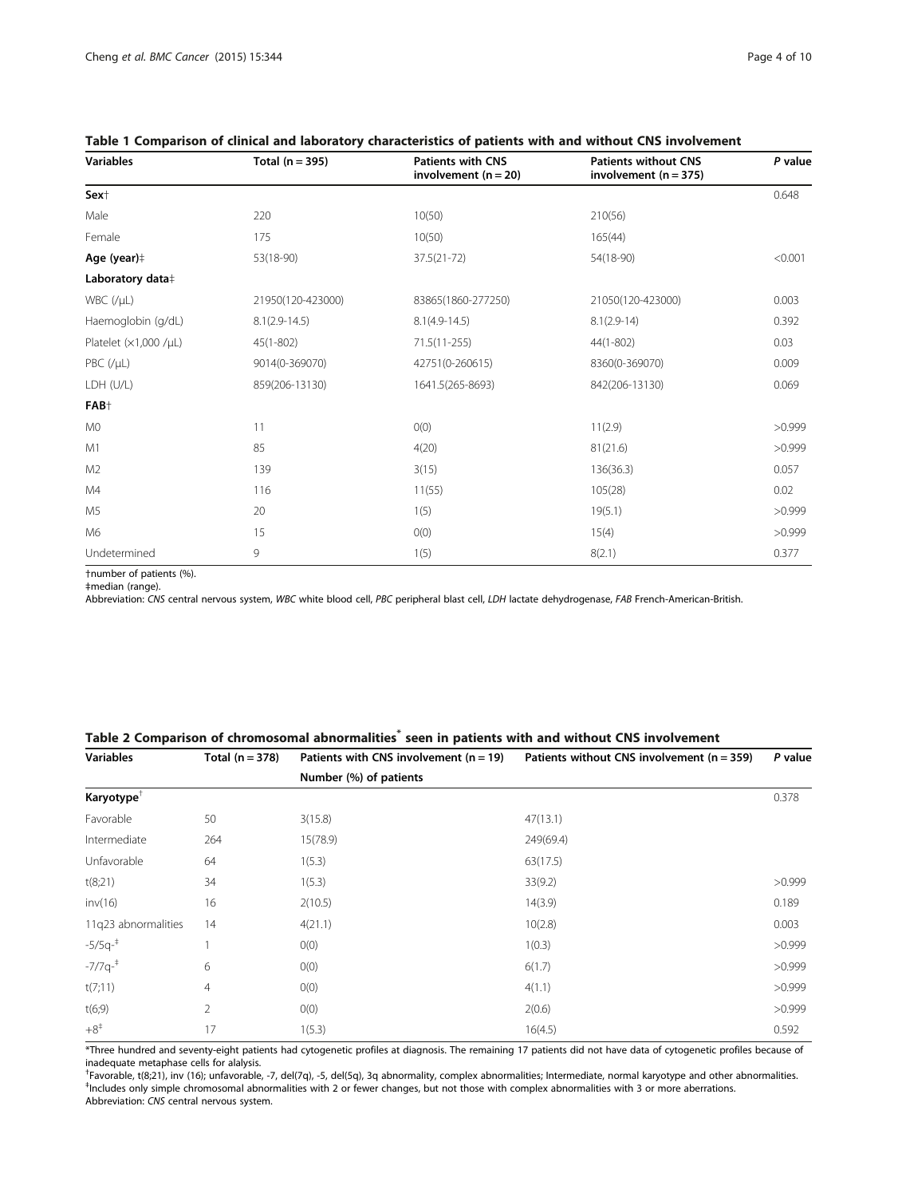**Table 1 Comparison of clinical and laboratory characteristics of patients with and without CNS involvement**

| Variables | Total (n = 395) | Patients with CNS involvement (n = 20) | Patients without CNS involvement (n = 375) | *P* value |
|---|---|---|---|---|
| **Sex**† | | | | 0.648 |
| Male | 220 | 10(50) | 210(56) | |
| Female | 175 | 10(50) | 165(44) | |
| **Age (year)**‡ | 53(18-90) | 37.5(21-72) | 54(18-90) | <0.001 |
| **Laboratory data**‡ | | | | |
| WBC (/μL) | 21950(120-423000) | 83865(1860-277250) | 21050(120-423000) | 0.003 |
| Haemoglobin (g/dL) | 8.1(2.9-14.5) | 8.1(4.9-14.5) | 8.1(2.9-14) | 0.392 |
| Platelet (×1,000 /μL) | 45(1-802) | 71.5(11-255) | 44(1-802) | 0.03 |
| PBC (/μL) | 9014(0-369070) | 42751(0-260615) | 8360(0-369070) | 0.009 |
| LDH (U/L) | 859(206-13130) | 1641.5(265-8693) | 842(206-13130) | 0.069 |
| **FAB**† | | | | |
| M0 | 11 | 0(0) | 11(2.9) | >0.999 |
| M1 | 85 | 4(20) | 81(21.6) | >0.999 |
| M2 | 139 | 3(15) | 136(36.3) | 0.057 |
| M4 | 116 | 11(55) | 105(28) | 0.02 |
| M5 | 20 | 1(5) | 19(5.1) | >0.999 |
| M6 | 15 | 0(0) | 15(4) | >0.999 |
| Undetermined | 9 | 1(5) | 8(2.1) | 0.377 |

†number of patients (%).
‡median (range).
Abbreviation: *CNS* central nervous system, *WBC* white blood cell, *PBC* peripheral blast cell, *LDH* lactate dehydrogenase, *FAB* French-American-British.

**Table 2 Comparison of chromosomal abnormalities* seen in patients with and without CNS involvement**

| Variables | Total (n = 378) | Patients with CNS involvement (n = 19) | Patients without CNS involvement (n = 359) | *P* value |
|---|---|---|---|---|
| | | Number (%) of patients | | |
| **Karyotype**† | | | | 0.378 |
| Favorable | 50 | 3(15.8) | 47(13.1) | |
| Intermediate | 264 | 15(78.9) | 249(69.4) | |
| Unfavorable | 64 | 1(5.3) | 63(17.5) | |
| t(8;21) | 34 | 1(5.3) | 33(9.2) | >0.999 |
| inv(16) | 16 | 2(10.5) | 14(3.9) | 0.189 |
| 11q23 abnormalities | 14 | 4(21.1) | 10(2.8) | 0.003 |
| -5/5q-‡ | 1 | 0(0) | 1(0.3) | >0.999 |
| -7/7q-‡ | 6 | 0(0) | 6(1.7) | >0.999 |
| t(7;11) | 4 | 0(0) | 4(1.1) | >0.999 |
| t(6;9) | 2 | 0(0) | 2(0.6) | >0.999 |
| +8‡ | 17 | 1(5.3) | 16(4.5) | 0.592 |

*Three hundred and seventy-eight patients had cytogenetic profiles at diagnosis. The remaining 17 patients did not have data of cytogenetic profiles because of inadequate metaphase cells for alalysis.
†Favorable, t(8;21), inv (16); unfavorable, -7, del(7q), -5, del(5q), 3q abnormality, complex abnormalities; Intermediate, normal karyotype and other abnormalities.
‡Includes only simple chromosomal abnormalities with 2 or fewer changes, but not those with complex abnormalities with 3 or more aberrations.
Abbreviation: *CNS* central nervous system.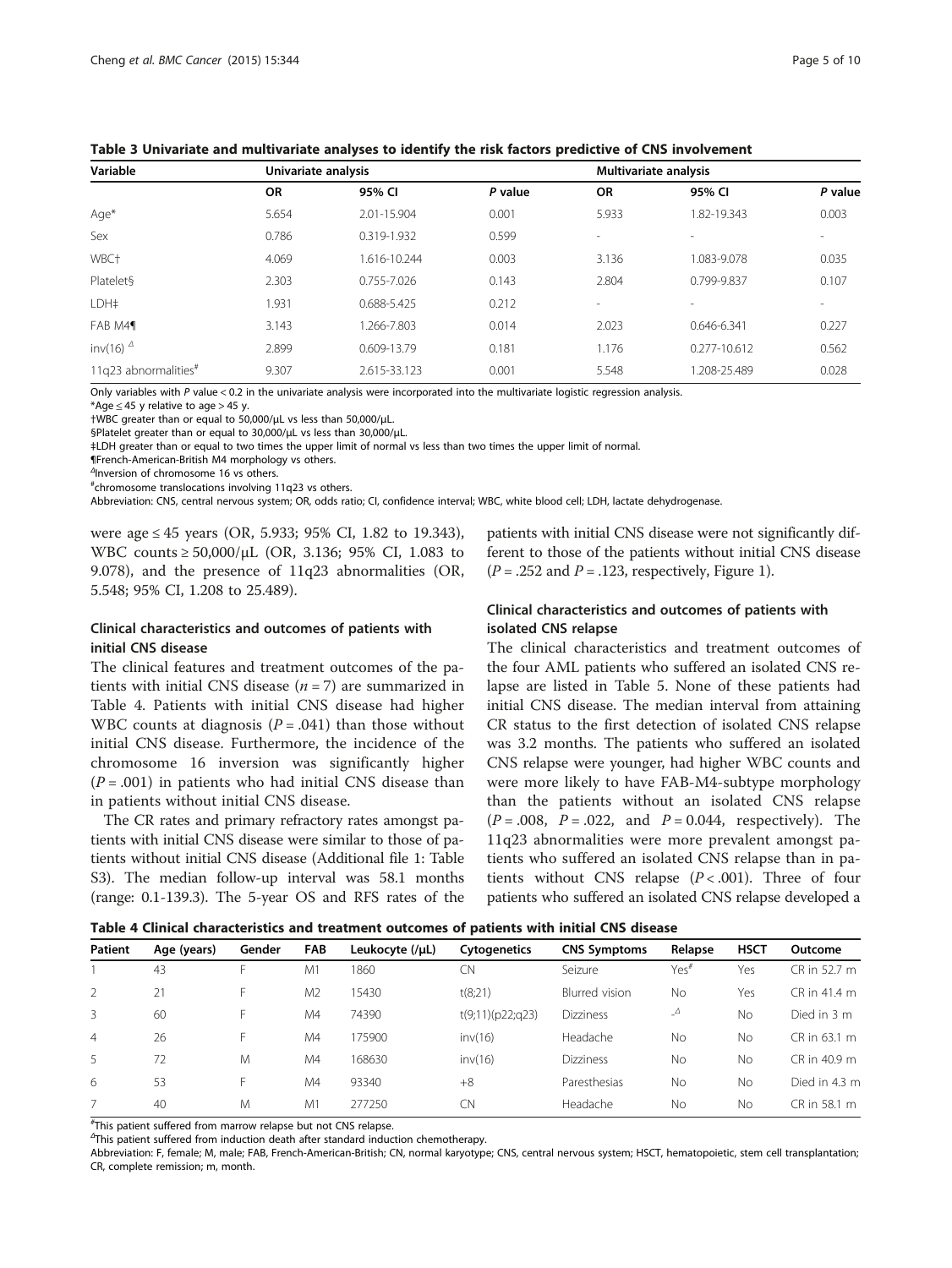**Table 3 Univariate and multivariate analyses to identify the risk factors predictive of CNS involvement**

| Variable | Univariate analysis | | | Multivariate analysis | | |
|---|---|---|---|---|---|---|
| | OR | 95% CI | *P* value | OR | 95% CI | *P* value |
| Age* | 5.654 | 2.01-15.904 | 0.001 | 5.933 | 1.82-19.343 | 0.003 |
| Sex | 0.786 | 0.319-1.932 | 0.599 | - | - | - |
| WBC† | 4.069 | 1.616-10.244 | 0.003 | 3.136 | 1.083-9.078 | 0.035 |
| Platelet§ | 2.303 | 0.755-7.026 | 0.143 | 2.804 | 0.799-9.837 | 0.107 |
| LDH‡ | 1.931 | 0.688-5.425 | 0.212 | - | - | - |
| FAB M4¶ | 3.143 | 1.266-7.803 | 0.014 | 2.023 | 0.646-6.341 | 0.227 |
| inv(16) [Δ] | 2.899 | 0.609-13.79 | 0.181 | 1.176 | 0.277-10.612 | 0.562 |
| 11q23 abnormalities[#] | 9.307 | 2.615-33.123 | 0.001 | 5.548 | 1.208-25.489 | 0.028 |

Only variables with *P* value < 0.2 in the univariate analysis were incorporated into the multivariate logistic regression analysis.
*Age ≤ 45 y relative to age > 45 y.
†WBC greater than or equal to 50,000/μL vs less than 50,000/μL.
§Platelet greater than or equal to 30,000/μL vs less than 30,000/μL.
‡LDH greater than or equal to two times the upper limit of normal vs less than two times the upper limit of normal.
¶French-American-British M4 morphology vs others.
[Δ]Inversion of chromosome 16 vs others.
[#]chromosome translocations involving 11q23 vs others.
Abbreviation: CNS, central nervous system; OR, odds ratio; CI, confidence interval; WBC, white blood cell; LDH, lactate dehydrogenase.

were age ≤ 45 years (OR, 5.933; 95% CI, 1.82 to 19.343), WBC counts ≥ 50,000/μL (OR, 3.136; 95% CI, 1.083 to 9.078), and the presence of 11q23 abnormalities (OR, 5.548; 95% CI, 1.208 to 25.489).

### Clinical characteristics and outcomes of patients with initial CNS disease

The clinical features and treatment outcomes of the patients with initial CNS disease ($n = 7$) are summarized in Table 4. Patients with initial CNS disease had higher WBC counts at diagnosis ($P = .041$) than those without initial CNS disease. Furthermore, the incidence of the chromosome 16 inversion was significantly higher ($P = .001$) in patients who had initial CNS disease than in patients without initial CNS disease.

The CR rates and primary refractory rates amongst patients with initial CNS disease were similar to those of patients without initial CNS disease (Additional file 1: Table S3). The median follow-up interval was 58.1 months (range: 0.1-139.3). The 5-year OS and RFS rates of the patients with initial CNS disease were not significantly different to those of the patients without initial CNS disease ($P = .252$ and $P = .123$, respectively, Figure 1).

### Clinical characteristics and outcomes of patients with isolated CNS relapse

The clinical characteristics and treatment outcomes of the four AML patients who suffered an isolated CNS relapse are listed in Table 5. None of these patients had initial CNS disease. The median interval from attaining CR status to the first detection of isolated CNS relapse was 3.2 months. The patients who suffered an isolated CNS relapse were younger, had higher WBC counts and were more likely to have FAB-M4-subtype morphology than the patients without an isolated CNS relapse ($P = .008$, $P = .022$, and $P = 0.044$, respectively). The 11q23 abnormalities were more prevalent amongst patients who suffered an isolated CNS relapse than in patients without CNS relapse ($P < .001$). Three of four patients who suffered an isolated CNS relapse developed a

**Table 4 Clinical characteristics and treatment outcomes of patients with initial CNS disease**

| Patient | Age (years) | Gender | FAB | Leukocyte (/μL) | Cytogenetics | CNS Symptoms | Relapse | HSCT | Outcome |
|---|---|---|---|---|---|---|---|---|---|
| 1 | 43 | F | M1 | 1860 | CN | Seizure | Yes[#] | Yes | CR in 52.7 m |
| 2 | 21 | F | M2 | 15430 | t(8;21) | Blurred vision | No | Yes | CR in 41.4 m |
| 3 | 60 | F | M4 | 74390 | t(9;11)(p22;q23) | Dizziness | -[Δ] | No | Died in 3 m |
| 4 | 26 | F | M4 | 175900 | inv(16) | Headache | No | No | CR in 63.1 m |
| 5 | 72 | M | M4 | 168630 | inv(16) | Dizziness | No | No | CR in 40.9 m |
| 6 | 53 | F | M4 | 93340 | +8 | Paresthesias | No | No | Died in 4.3 m |
| 7 | 40 | M | M1 | 277250 | CN | Headache | No | No | CR in 58.1 m |

[#]This patient suffered from marrow relapse but not CNS relapse.
[Δ]This patient suffered from induction death after standard induction chemotherapy.
Abbreviation: F, female; M, male; FAB, French-American-British; CN, normal karyotype; CNS, central nervous system; HSCT, hematopoietic, stem cell transplantation; CR, complete remission; m, month.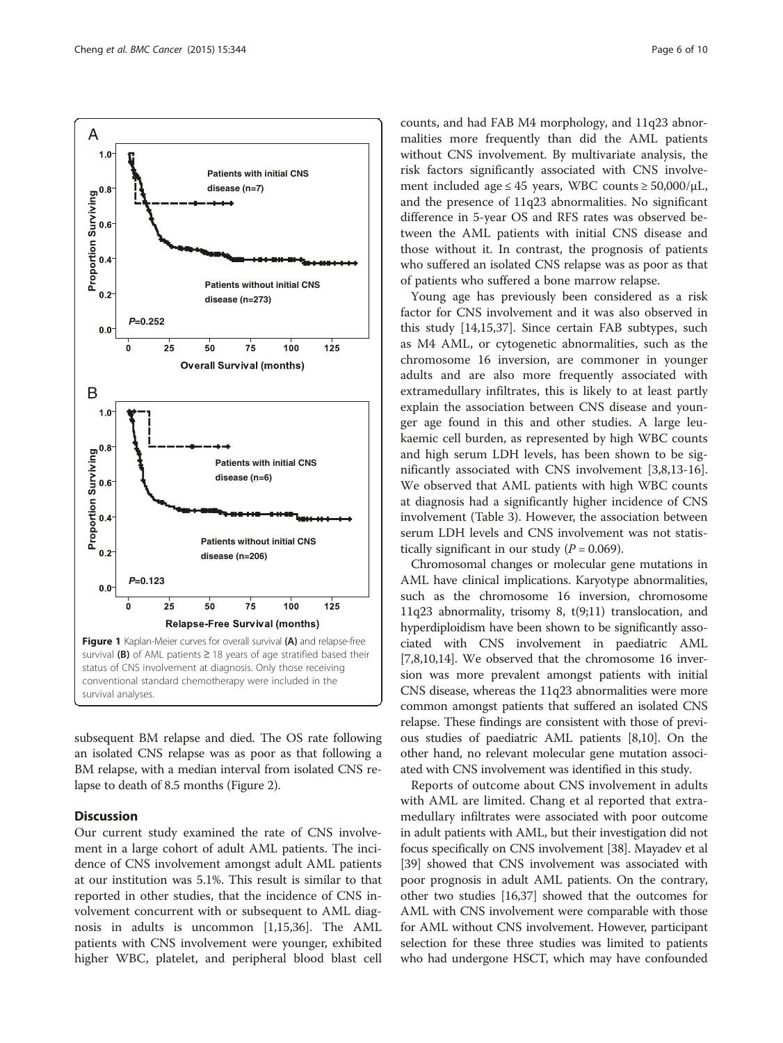Figure 1 Kaplan-Meier curves for overall survival (A) and relapse-free survival (B) of AML patients ≥ 18 years of age stratified based their status of CNS involvement at diagnosis. Only those receiving conventional standard chemotherapy were included in the survival analyses.

subsequent BM relapse and died. The OS rate following an isolated CNS relapse was as poor as that following a BM relapse, with a median interval from isolated CNS relapse to death of 8.5 months (Figure 2).

## Discussion

Our current study examined the rate of CNS involvement in a large cohort of adult AML patients. The incidence of CNS involvement amongst adult AML patients at our institution was 5.1%. This result is similar to that reported in other studies, that the incidence of CNS involvement concurrent with or subsequent to AML diagnosis in adults is uncommon [1,15,36]. The AML patients with CNS involvement were younger, exhibited higher WBC, platelet, and peripheral blood blast cell counts, and had FAB M4 morphology, and 11q23 abnormalities more frequently than did the AML patients without CNS involvement. By multivariate analysis, the risk factors significantly associated with CNS involvement included age ≤ 45 years, WBC counts ≥ 50,000/μL, and the presence of 11q23 abnormalities. No significant difference in 5-year OS and RFS rates was observed between the AML patients with initial CNS disease and those without it. In contrast, the prognosis of patients who suffered an isolated CNS relapse was as poor as that of patients who suffered a bone marrow relapse.

Young age has previously been considered as a risk factor for CNS involvement and it was also observed in this study [14,15,37]. Since certain FAB subtypes, such as M4 AML, or cytogenetic abnormalities, such as the chromosome 16 inversion, are commoner in younger adults and are also more frequently associated with extramedullary infiltrates, this is likely to at least partly explain the association between CNS disease and younger age found in this and other studies. A large leukaemic cell burden, as represented by high WBC counts and high serum LDH levels, has been shown to be significantly associated with CNS involvement [3,8,13-16]. We observed that AML patients with high WBC counts at diagnosis had a significantly higher incidence of CNS involvement (Table 3). However, the association between serum LDH levels and CNS involvement was not statistically significant in our study ($P = 0.069$).

Chromosomal changes or molecular gene mutations in AML have clinical implications. Karyotype abnormalities, such as the chromosome 16 inversion, chromosome 11q23 abnormality, trisomy 8, t(9;11) translocation, and hyperdiploidism have been shown to be significantly associated with CNS involvement in paediatric AML [7,8,10,14]. We observed that the chromosome 16 inversion was more prevalent amongst patients with initial CNS disease, whereas the 11q23 abnormalities were more common amongst patients that suffered an isolated CNS relapse. These findings are consistent with those of previous studies of paediatric AML patients [8,10]. On the other hand, no relevant molecular gene mutation associated with CNS involvement was identified in this study.

Reports of outcome about CNS involvement in adults with AML are limited. Chang et al reported that extramedullary infiltrates were associated with poor outcome in adult patients with AML, but their investigation did not focus specifically on CNS involvement [38]. Mayadev et al [39] showed that CNS involvement was associated with poor prognosis in adult AML patients. On the contrary, other two studies [16,37] showed that the outcomes for AML with CNS involvement were comparable with those for AML without CNS involvement. However, participant selection for these three studies was limited to patients who had undergone HSCT, which may have confounded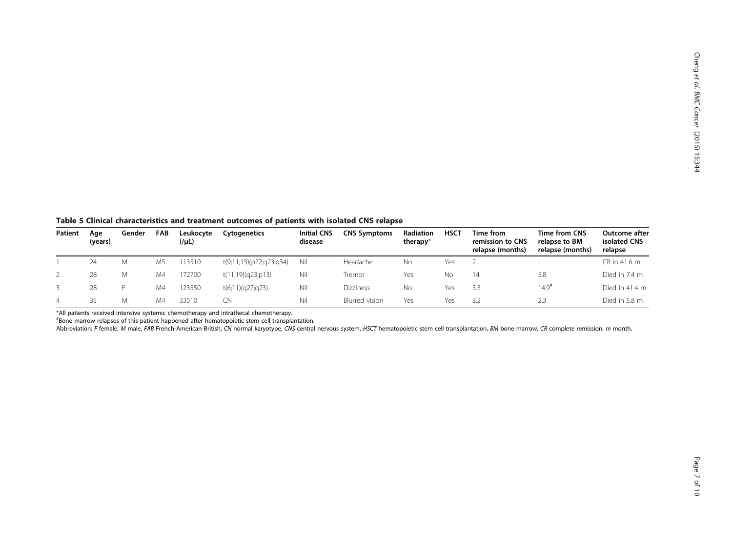**Table 5 Clinical characteristics and treatment outcomes of patients with isolated CNS relapse**

| Patient | Age (years) | Gender | FAB | Leukocyte (/μL) | Cytogenetics | Initial CNS disease | CNS Symptoms | Radiation therapy* | HSCT | Time from remission to CNS relapse (months) | Time from CNS relapse to BM relapse (months) | Outcome after isolated CNS relapse |
|---|---|---|---|---|---|---|---|---|---|---|---|---|
| 1 | 24 | M | M5 | 113510 | t(9;11;13)(p22;q23;q34) | Nil | Headache | No | Yes | 2 | - | CR in 41.6 m |
| 2 | 28 | M | M4 | 172700 | t(11;19)(q23;p13) | Nil | Tremor | Yes | No | 14 | 5.8 | Died in 7.4 m |
| 3 | 28 | F | M4 | 123550 | t(6;11)(q27;q23) | Nil | Dizziness | No | Yes | 3.3 | 14.9[#] | Died in 41.4 m |
| 4 | 35 | M | M4 | 33510 | CN | Nil | Blurred vision | Yes | Yes | 3.2 | 2.3 | Died in 5.8 m |

*All patients received intensive systemic chemotherapy and intrathecal chemotherapy.

[#]Bone marrow relapses of this patient happened after hematopoietic stem cell transplantation.

Abbreviation: *F* female, *M* male, *FAB* French-American-British, *CN* normal karyotype, *CNS* central nervous system, *HSCT* hematopoietic stem cell transplantation, *BM* bone marrow, *CR* complete remission, *m* month.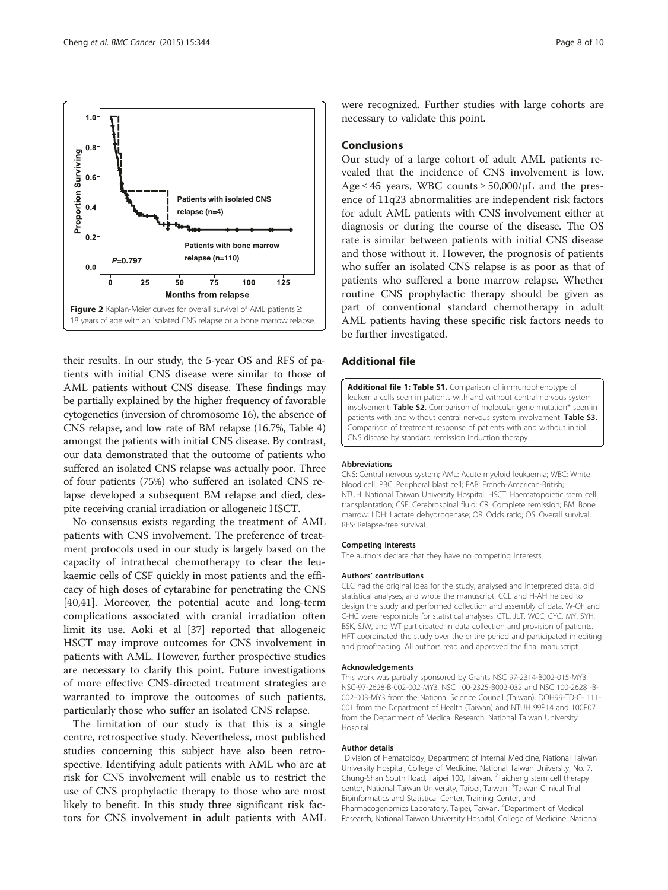**Figure 2** Kaplan-Meier curves for overall survival of AML patients ≥ 18 years of age with an isolated CNS relapse or a bone marrow relapse.

their results. In our study, the 5-year OS and RFS of patients with initial CNS disease were similar to those of AML patients without CNS disease. These findings may be partially explained by the higher frequency of favorable cytogenetics (inversion of chromosome 16), the absence of CNS relapse, and low rate of BM relapse (16.7%, Table 4) amongst the patients with initial CNS disease. By contrast, our data demonstrated that the outcome of patients who suffered an isolated CNS relapse was actually poor. Three of four patients (75%) who suffered an isolated CNS relapse developed a subsequent BM relapse and died, despite receiving cranial irradiation or allogeneic HSCT.

No consensus exists regarding the treatment of AML patients with CNS involvement. The preference of treatment protocols used in our study is largely based on the capacity of intrathecal chemotherapy to clear the leukaemic cells of CSF quickly in most patients and the efficacy of high doses of cytarabine for penetrating the CNS [40,41]. Moreover, the potential acute and long-term complications associated with cranial irradiation often limit its use. Aoki et al [37] reported that allogeneic HSCT may improve outcomes for CNS involvement in patients with AML. However, further prospective studies are necessary to clarify this point. Future investigations of more effective CNS-directed treatment strategies are warranted to improve the outcomes of such patients, particularly those who suffer an isolated CNS relapse.

The limitation of our study is that this is a single centre, retrospective study. Nevertheless, most published studies concerning this subject have also been retrospective. Identifying adult patients with AML who are at risk for CNS involvement will enable us to restrict the use of CNS prophylactic therapy to those who are most likely to benefit. In this study three significant risk factors for CNS involvement in adult patients with AML were recognized. Further studies with large cohorts are necessary to validate this point.

## Conclusions

Our study of a large cohort of adult AML patients revealed that the incidence of CNS involvement is low. Age ≤ 45 years, WBC counts ≥ 50,000/μL and the presence of 11q23 abnormalities are independent risk factors for adult AML patients with CNS involvement either at diagnosis or during the course of the disease. The OS rate is similar between patients with initial CNS disease and those without it. However, the prognosis of patients who suffer an isolated CNS relapse is as poor as that of patients who suffered a bone marrow relapse. Whether routine CNS prophylactic therapy should be given as part of conventional standard chemotherapy in adult AML patients having these specific risk factors needs to be further investigated.

## Additional file

**Additional file 1: Table S1.** Comparison of immunophenotype of leukemia cells seen in patients with and without central nervous system involvement. **Table S2.** Comparison of molecular gene mutation* seen in patients with and without central nervous system involvement. **Table S3.** Comparison of treatment response of patients with and without initial CNS disease by standard remission induction therapy.

#### Abbreviations

CNS: Central nervous system; AML: Acute myeloid leukaemia; WBC: White blood cell; PBC: Peripheral blast cell; FAB: French-American-British; NTUH: National Taiwan University Hospital; HSCT: Haematopoietic stem cell transplantation; CSF: Cerebrospinal fluid; CR: Complete remission; BM: Bone marrow; LDH: Lactate dehydrogenase; OR: Odds ratio; OS: Overall survival; RFS: Relapse-free survival.

#### Competing interests

The authors declare that they have no competing interests.

#### Authors' contributions

CLC had the original idea for the study, analysed and interpreted data, did statistical analyses, and wrote the manuscript. CCL and H-AH helped to design the study and performed collection and assembly of data. W-QF and C-HC were responsible for statistical analyses. CTL, JLT, WCC, CYC, MY, SYH, BSK, SJW, and WT participated in data collection and provision of patients. HFT coordinated the study over the entire period and participated in editing and proofreading. All authors read and approved the final manuscript.

#### Acknowledgements

This work was partially sponsored by Grants NSC 97-2314-B002-015-MY3, NSC-97-2628-B-002-002-MY3, NSC 100-2325-B002-032 and NSC 100-2628 -B-002-003-MY3 from the National Science Council (Taiwan), DOH99-TD-C- 111-001 from the Department of Health (Taiwan) and NTUH 99P14 and 100P07 from the Department of Medical Research, National Taiwan University Hospital.

#### Author details

[1]Division of Hematology, Department of Internal Medicine, National Taiwan University Hospital, College of Medicine, National Taiwan University, No. 7, Chung-Shan South Road, Taipei 100, Taiwan. [2]Taicheng stem cell therapy center, National Taiwan University, Taipei, Taiwan. [3]Taiwan Clinical Trial Bioinformatics and Statistical Center, Training Center, and Pharmacogenomics Laboratory, Taipei, Taiwan. [4]Department of Medical Research, National Taiwan University Hospital, College of Medicine, National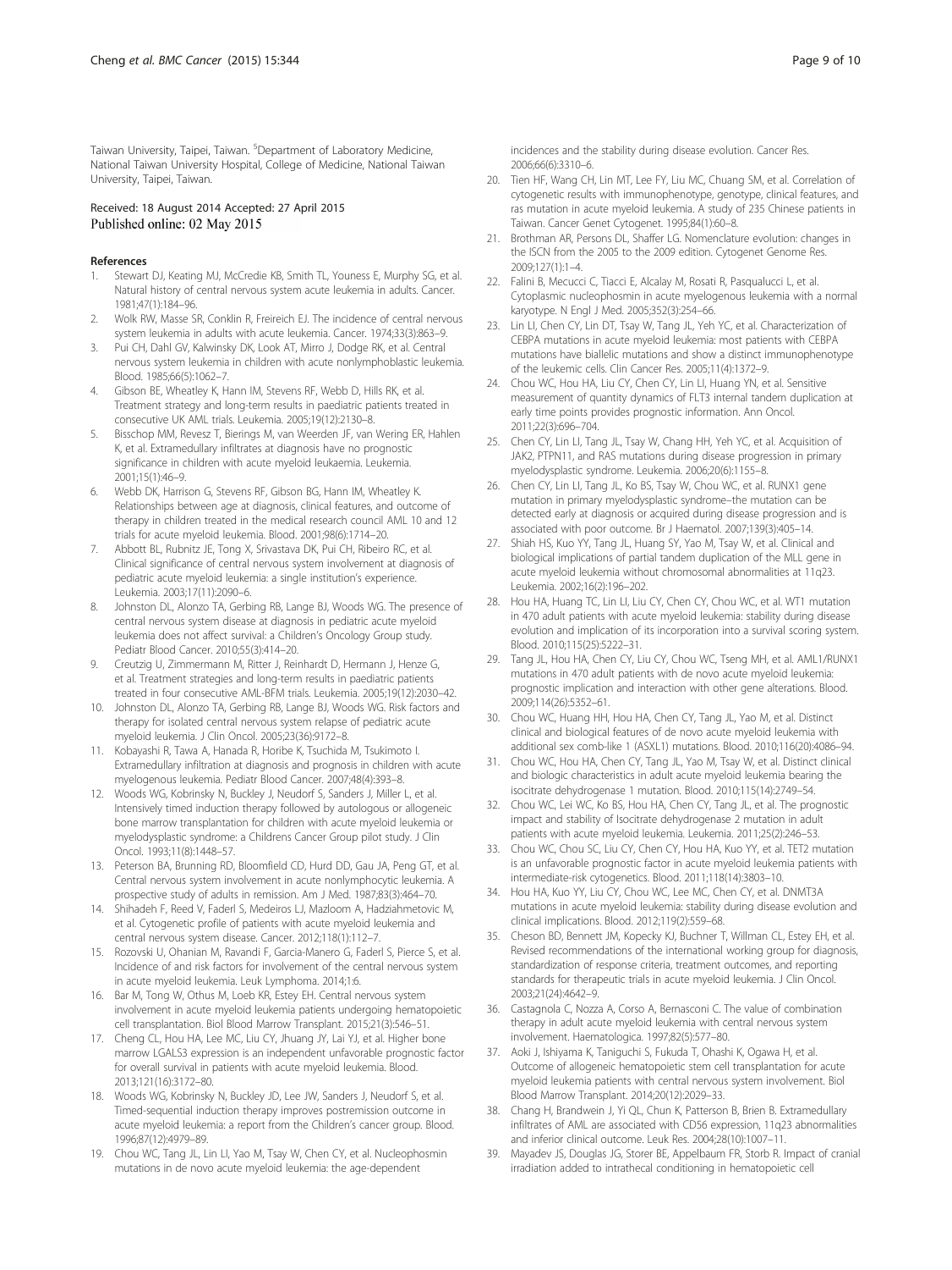Taiwan University, Taipei, Taiwan. [5]Department of Laboratory Medicine, National Taiwan University Hospital, College of Medicine, National Taiwan University, Taipei, Taiwan.

Received: 18 August 2014 Accepted: 27 April 2015
Published online: 02 May 2015

## References

1. Stewart DJ, Keating MJ, McCredie KB, Smith TL, Youness E, Murphy SG, et al. Natural history of central nervous system acute leukemia in adults. Cancer. 1981;47(1):184–96.
2. Wolk RW, Masse SR, Conklin R, Freireich EJ. The incidence of central nervous system leukemia in adults with acute leukemia. Cancer. 1974;33(3):863–9.
3. Pui CH, Dahl GV, Kalwinsky DK, Look AT, Mirro J, Dodge RK, et al. Central nervous system leukemia in children with acute nonlymphoblastic leukemia. Blood. 1985;66(5):1062–7.
4. Gibson BE, Wheatley K, Hann IM, Stevens RF, Webb D, Hills RK, et al. Treatment strategy and long-term results in paediatric patients treated in consecutive UK AML trials. Leukemia. 2005;19(12):2130–8.
5. Bisschop MM, Revesz T, Bierings M, van Weerden JF, van Wering ER, Hahlen K, et al. Extramedullary infiltrates at diagnosis have no prognostic significance in children with acute myeloid leukaemia. Leukemia. 2001;15(1):46–9.
6. Webb DK, Harrison G, Stevens RF, Gibson BG, Hann IM, Wheatley K. Relationships between age at diagnosis, clinical features, and outcome of therapy in children treated in the medical research council AML 10 and 12 trials for acute myeloid leukemia. Blood. 2001;98(6):1714–20.
7. Abbott BL, Rubnitz JE, Tong X, Srivastava DK, Pui CH, Ribeiro RC, et al. Clinical significance of central nervous system involvement at diagnosis of pediatric acute myeloid leukemia: a single institution's experience. Leukemia. 2003;17(11):2090–6.
8. Johnston DL, Alonzo TA, Gerbing RB, Lange BJ, Woods WG. The presence of central nervous system disease at diagnosis in pediatric acute myeloid leukemia does not affect survival: a Children's Oncology Group study. Pediatr Blood Cancer. 2010;55(3):414–20.
9. Creutzig U, Zimmermann M, Ritter J, Reinhardt D, Hermann J, Henze G, et al. Treatment strategies and long-term results in paediatric patients treated in four consecutive AML-BFM trials. Leukemia. 2005;19(12):2030–42.
10. Johnston DL, Alonzo TA, Gerbing RB, Lange BJ, Woods WG. Risk factors and therapy for isolated central nervous system relapse of pediatric acute myeloid leukemia. J Clin Oncol. 2005;23(36):9172–8.
11. Kobayashi R, Tawa A, Hanada R, Horibe K, Tsuchida M, Tsukimoto I. Extramedullary infiltration at diagnosis and prognosis in children with acute myelogenous leukemia. Pediatr Blood Cancer. 2007;48(4):393–8.
12. Woods WG, Kobrinsky N, Buckley J, Neudorf S, Sanders J, Miller L, et al. Intensively timed induction therapy followed by autologous or allogeneic bone marrow transplantation for children with acute myeloid leukemia or myelodysplastic syndrome: a Childrens Cancer Group pilot study. J Clin Oncol. 1993;11(8):1448–57.
13. Peterson BA, Brunning RD, Bloomfield CD, Hurd DD, Gau JA, Peng GT, et al. Central nervous system involvement in acute nonlymphocytic leukemia. A prospective study of adults in remission. Am J Med. 1987;83(3):464–70.
14. Shihadeh F, Reed V, Faderl S, Medeiros LJ, Mazloom A, Hadziahmetovic M, et al. Cytogenetic profile of patients with acute myeloid leukemia and central nervous system disease. Cancer. 2012;118(1):112–7.
15. Rozovski U, Ohanian M, Ravandi F, Garcia-Manero G, Faderl S, Pierce S, et al. Incidence of and risk factors for involvement of the central nervous system in acute myeloid leukemia. Leuk Lymphoma. 2014;1:6.
16. Bar M, Tong W, Othus M, Loeb KR, Estey EH. Central nervous system involvement in acute myeloid leukemia patients undergoing hematopoietic cell transplantation. Biol Blood Marrow Transplant. 2015;21(3):546–51.
17. Cheng CL, Hou HA, Lee MC, Liu CY, Jhuang JY, Lai YJ, et al. Higher bone marrow LGALS3 expression is an independent unfavorable prognostic factor for overall survival in patients with acute myeloid leukemia. Blood. 2013;121(16):3172–80.
18. Woods WG, Kobrinsky N, Buckley JD, Lee JW, Sanders J, Neudorf S, et al. Timed-sequential induction therapy improves postremission outcome in acute myeloid leukemia: a report from the Children's cancer group. Blood. 1996;87(12):4979–89.
19. Chou WC, Tang JL, Lin LI, Yao M, Tsay W, Chen CY, et al. Nucleophosmin mutations in de novo acute myeloid leukemia: the age-dependent incidences and the stability during disease evolution. Cancer Res. 2006;66(6):3310–6.
20. Tien HF, Wang CH, Lin MT, Lee FY, Liu MC, Chuang SM, et al. Correlation of cytogenetic results with immunophenotype, genotype, clinical features, and ras mutation in acute myeloid leukemia. A study of 235 Chinese patients in Taiwan. Cancer Genet Cytogenet. 1995;84(1):60–8.
21. Brothman AR, Persons DL, Shaffer LG. Nomenclature evolution: changes in the ISCN from the 2005 to the 2009 edition. Cytogenet Genome Res. 2009;127(1):1–4.
22. Falini B, Mecucci C, Tiacci E, Alcalay M, Rosati R, Pasqualucci L, et al. Cytoplasmic nucleophosmin in acute myelogenous leukemia with a normal karyotype. N Engl J Med. 2005;352(3):254–66.
23. Lin LI, Chen CY, Lin DT, Tsay W, Tang JL, Yeh YC, et al. Characterization of CEBPA mutations in acute myeloid leukemia: most patients with CEBPA mutations have biallelic mutations and show a distinct immunophenotype of the leukemic cells. Clin Cancer Res. 2005;11(4):1372–9.
24. Chou WC, Hou HA, Liu CY, Chen CY, Lin LI, Huang YN, et al. Sensitive measurement of quantity dynamics of FLT3 internal tandem duplication at early time points provides prognostic information. Ann Oncol. 2011;22(3):696–704.
25. Chen CY, Lin LI, Tang JL, Tsay W, Chang HH, Yeh YC, et al. Acquisition of JAK2, PTPN11, and RAS mutations during disease progression in primary myelodysplastic syndrome. Leukemia. 2006;20(6):1155–8.
26. Chen CY, Lin LI, Tang JL, Ko BS, Tsay W, Chou WC, et al. RUNX1 gene mutation in primary myelodysplastic syndrome–the mutation can be detected early at diagnosis or acquired during disease progression and is associated with poor outcome. Br J Haematol. 2007;139(3):405–14.
27. Shiah HS, Kuo YY, Tang JL, Huang SY, Yao M, Tsay W, et al. Clinical and biological implications of partial tandem duplication of the MLL gene in acute myeloid leukemia without chromosomal abnormalities at 11q23. Leukemia. 2002;16(2):196–202.
28. Hou HA, Huang TC, Lin LI, Liu CY, Chen CY, Chou WC, et al. WT1 mutation in 470 adult patients with acute myeloid leukemia: stability during disease evolution and implication of its incorporation into a survival scoring system. Blood. 2010;115(25):5222–31.
29. Tang JL, Hou HA, Chen CY, Liu CY, Chou WC, Tseng MH, et al. AML1/RUNX1 mutations in 470 adult patients with de novo acute myeloid leukemia: prognostic implication and interaction with other gene alterations. Blood. 2009;114(26):5352–61.
30. Chou WC, Huang HH, Hou HA, Chen CY, Tang JL, Yao M, et al. Distinct clinical and biological features of de novo acute myeloid leukemia with additional sex comb-like 1 (ASXL1) mutations. Blood. 2010;116(20):4086–94.
31. Chou WC, Hou HA, Chen CY, Tang JL, Yao M, Tsay W, et al. Distinct clinical and biologic characteristics in adult acute myeloid leukemia bearing the isocitrate dehydrogenase 1 mutation. Blood. 2010;115(14):2749–54.
32. Chou WC, Lei WC, Ko BS, Hou HA, Chen CY, Tang JL, et al. The prognostic impact and stability of Isocitrate dehydrogenase 2 mutation in adult patients with acute myeloid leukemia. Leukemia. 2011;25(2):246–53.
33. Chou WC, Chou SC, Liu CY, Chen CY, Hou HA, Kuo YY, et al. TET2 mutation is an unfavorable prognostic factor in acute myeloid leukemia patients with intermediate-risk cytogenetics. Blood. 2011;118(14):3803–10.
34. Hou HA, Kuo YY, Liu CY, Chou WC, Lee MC, Chen CY, et al. DNMT3A mutations in acute myeloid leukemia: stability during disease evolution and clinical implications. Blood. 2012;119(2):559–68.
35. Cheson BD, Bennett JM, Kopecky KJ, Buchner T, Willman CL, Estey EH, et al. Revised recommendations of the international working group for diagnosis, standardization of response criteria, treatment outcomes, and reporting standards for therapeutic trials in acute myeloid leukemia. J Clin Oncol. 2003;21(24):4642–9.
36. Castagnola C, Nozza A, Corso A, Bernasconi C. The value of combination therapy in adult acute myeloid leukemia with central nervous system involvement. Haematologica. 1997;82(5):577–80.
37. Aoki J, Ishiyama K, Taniguchi S, Fukuda T, Ohashi K, Ogawa H, et al. Outcome of allogeneic hematopoietic stem cell transplantation for acute myeloid leukemia patients with central nervous system involvement. Biol Blood Marrow Transplant. 2014;20(12):2029–33.
38. Chang H, Brandwein J, Yi QL, Chun K, Patterson B, Brien B. Extramedullary infiltrates of AML are associated with CD56 expression, 11q23 abnormalities and inferior clinical outcome. Leuk Res. 2004;28(10):1007–11.
39. Mayadev JS, Douglas JG, Storer BE, Appelbaum FR, Storb R. Impact of cranial irradiation added to intrathecal conditioning in hematopoietic cell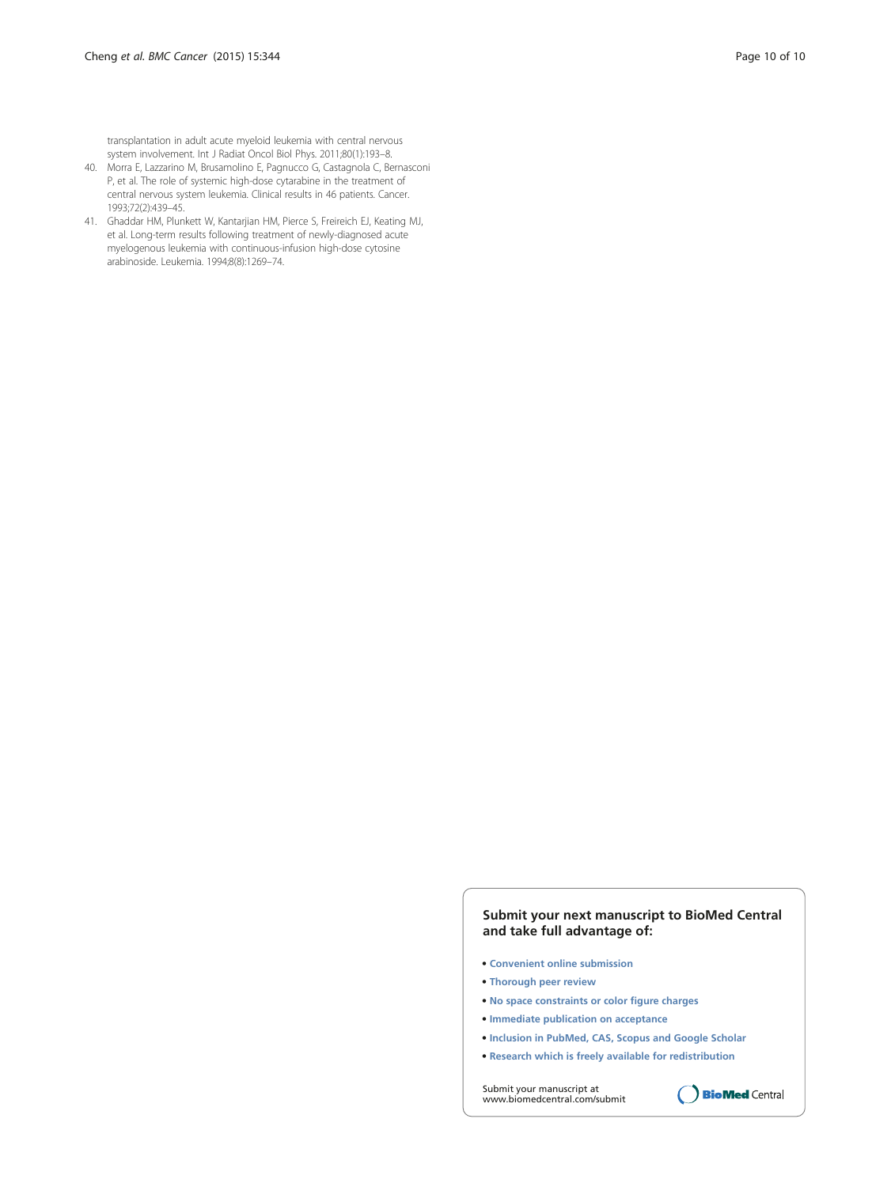transplantation in adult acute myeloid leukemia with central nervous system involvement. Int J Radiat Oncol Biol Phys. 2011;80(1):193–8.

40. Morra E, Lazzarino M, Brusamolino E, Pagnucco G, Castagnola C, Bernasconi P, et al. The role of systemic high-dose cytarabine in the treatment of central nervous system leukemia. Clinical results in 46 patients. Cancer. 1993;72(2):439–45.
41. Ghaddar HM, Plunkett W, Kantarjian HM, Pierce S, Freireich EJ, Keating MJ, et al. Long-term results following treatment of newly-diagnosed acute myelogenous leukemia with continuous-infusion high-dose cytosine arabinoside. Leukemia. 1994;8(8):1269–74.

**Submit your next manuscript to BioMed Central and take full advantage of:**

- **Convenient online submission**
- **Thorough peer review**
- **No space constraints or color figure charges**
- **Immediate publication on acceptance**
- **Inclusion in PubMed, CAS, Scopus and Google Scholar**
- **Research which is freely available for redistribution**

Submit your manuscript at
www.biomedcentral.com/submit

BioMed Central